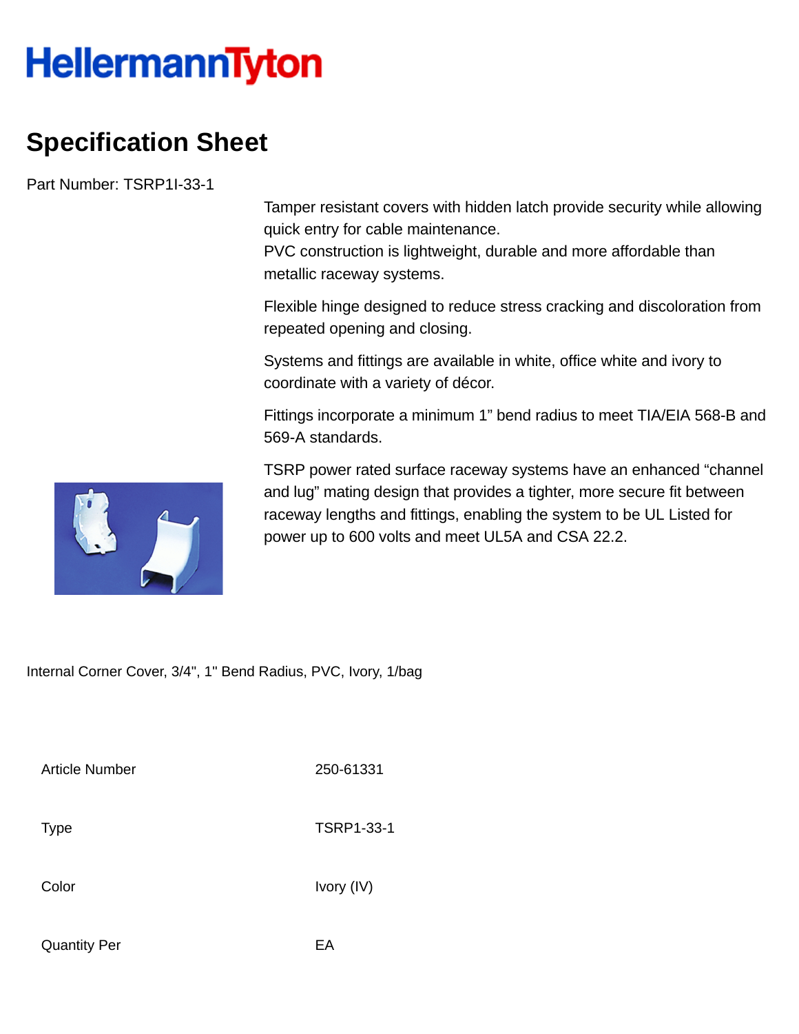# HellermannTyton

## Specification Sheet

Part Number: TSRP1I-33-1

Tamper resistant covers with hidden latch provide security while allowing quick entry for cable maintenance.
PVC construction is lightweight, durable and more affordable than metallic raceway systems.

Flexible hinge designed to reduce stress cracking and discoloration from repeated opening and closing.

Systems and fittings are available in white, office white and ivory to coordinate with a variety of décor.

Fittings incorporate a minimum 1" bend radius to meet TIA/EIA 568-B and 569-A standards.

TSRP power rated surface raceway systems have an enhanced "channel and lug" mating design that provides a tighter, more secure fit between raceway lengths and fittings, enabling the system to be UL Listed for power up to 600 volts and meet UL5A and CSA 22.2.

Internal Corner Cover, 3/4", 1" Bend Radius, PVC, Ivory, 1/bag

| | |
|---|---|
| Article Number | 250-61331 |
| Type | TSRP1-33-1 |
| Color | Ivory (IV) |
| Quantity Per | EA |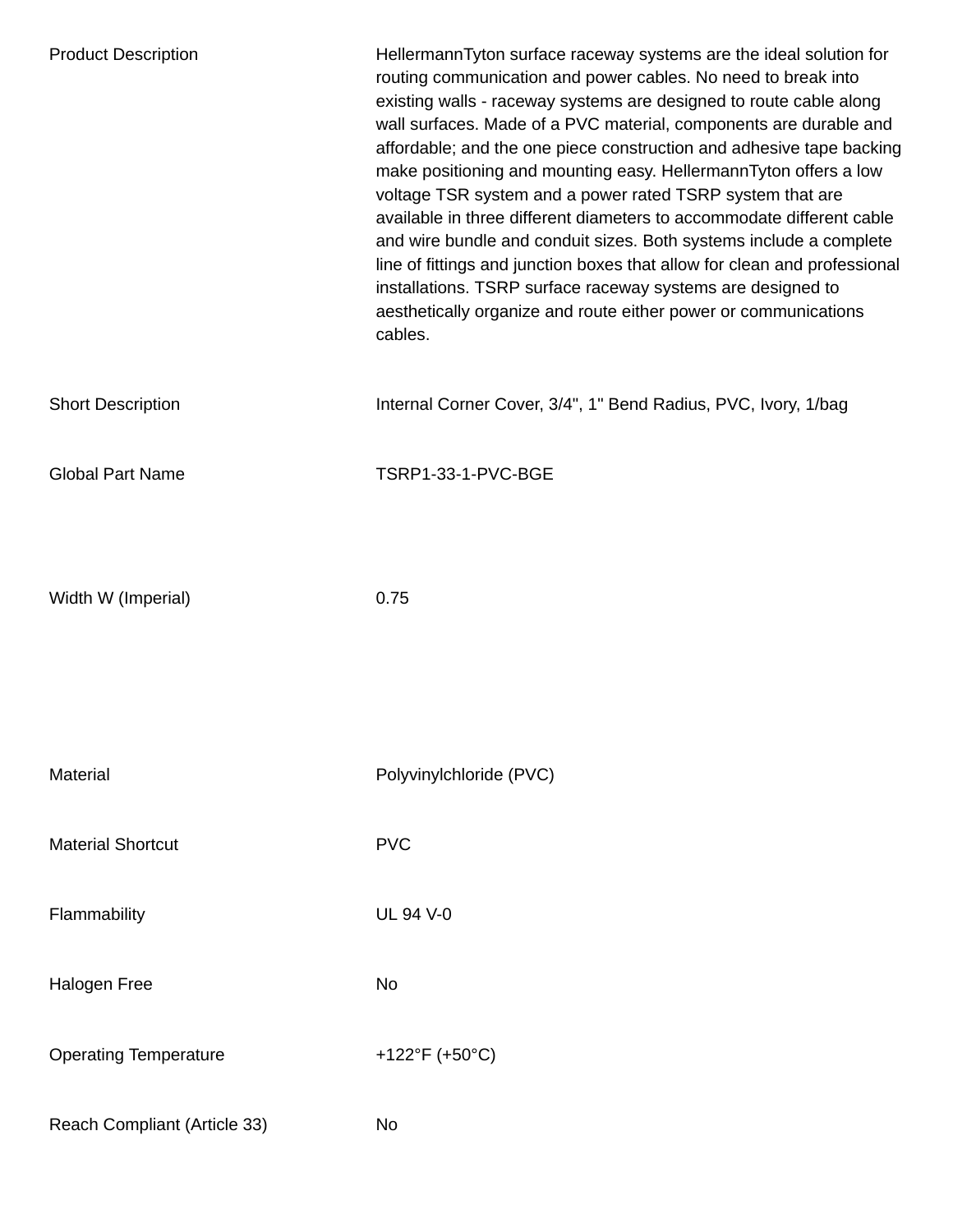| | |
|---|---|
| Product Description | HellermannTyton surface raceway systems are the ideal solution for routing communication and power cables. No need to break into existing walls - raceway systems are designed to route cable along wall surfaces. Made of a PVC material, components are durable and affordable; and the one piece construction and adhesive tape backing make positioning and mounting easy. HellermannTyton offers a low voltage TSR system and a power rated TSRP system that are available in three different diameters to accommodate different cable and wire bundle and conduit sizes. Both systems include a complete line of fittings and junction boxes that allow for clean and professional installations. TSRP surface raceway systems are designed to aesthetically organize and route either power or communications cables. |
| Short Description | Internal Corner Cover, 3/4", 1" Bend Radius, PVC, Ivory, 1/bag |
| Global Part Name | TSRP1-33-1-PVC-BGE |
| Width W (Imperial) | 0.75 |
| Material | Polyvinylchloride (PVC) |
| Material Shortcut | PVC |
| Flammability | UL 94 V-0 |
| Halogen Free | No |
| Operating Temperature | +122°F (+50°C) |
| Reach Compliant (Article 33) | No |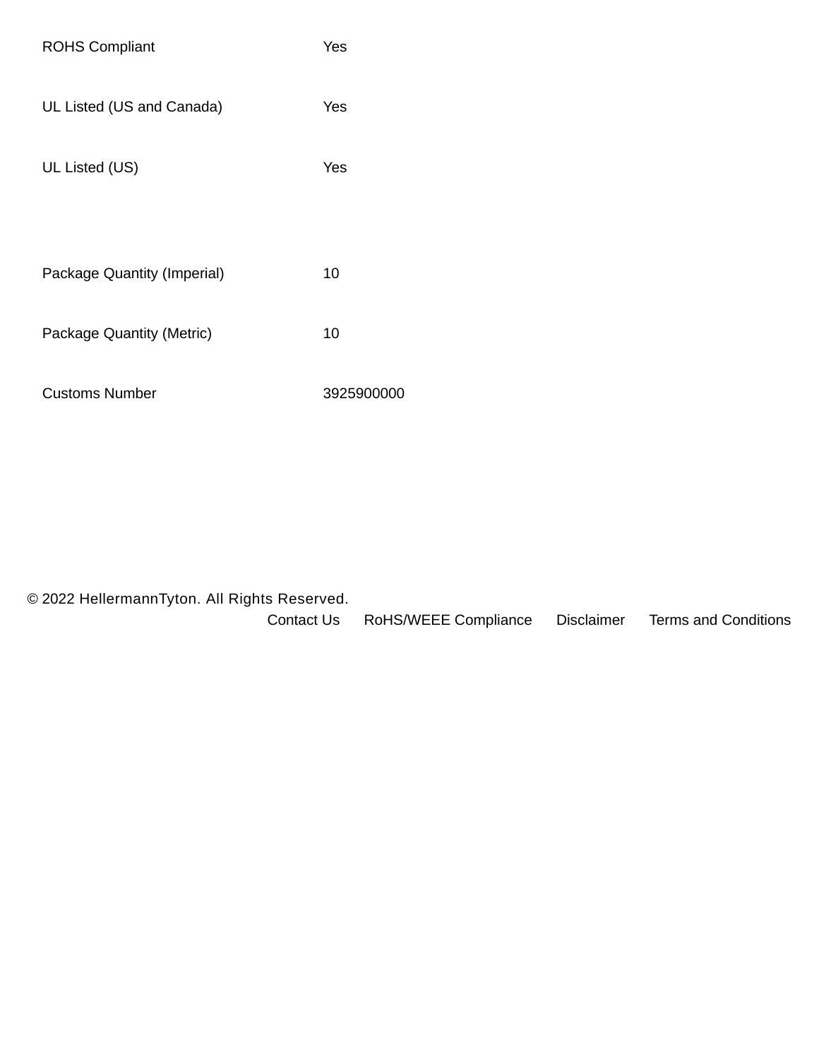| | |
|---|---|
| ROHS Compliant | Yes |
| UL Listed (US and Canada) | Yes |
| UL Listed (US) | Yes |

| | |
|---|---|
| Package Quantity (Imperial) | 10 |
| Package Quantity (Metric) | 10 |
| Customs Number | 3925900000 |

© 2022 HellermannTyton. All Rights Reserved.

Contact Us RoHS/WEEE Compliance Disclaimer Terms and Conditions